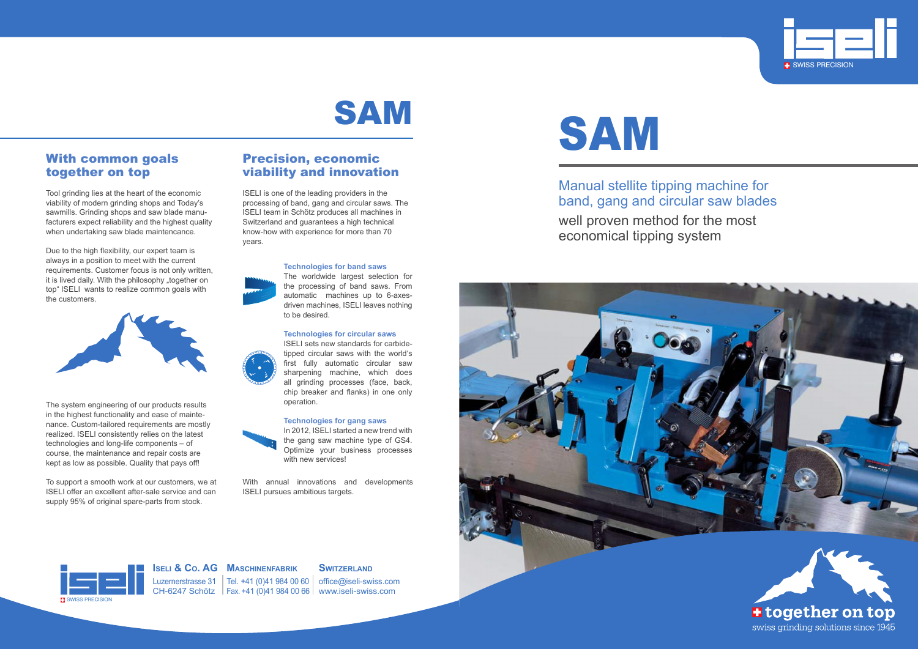# SAM

## With common goals together on top

Tool grinding lies at the heart of the economic viability of modern grinding shops and Today's sawmills. Grinding shops and saw blade manufacturers expect reliability and the highest quality when undertaking saw blade maintencance.

Due to the high flexibility, our expert team is always in a position to meet with the current requirements. Customer focus is not only written, it is lived daily. With the philosophy „together on top" ISELI wants to realize common goals with the customers.

The system engineering of our products results in the highest functionality and ease of maintenance. Custom-tailored requirements are mostly realized. ISELI consistently relies on the latest technologies and long-life components – of course, the maintenance and repair costs are kept as low as possible. Quality that pays off!

To support a smooth work at our customers, we at ISELI offer an excellent after-sale service and can supply 95% of original spare-parts from stock.

## Precision, economic viability and innovation

ISELI is one of the leading providers in the processing of band, gang and circular saws. The ISELI team in Schötz produces all machines in Switzerland and guarantees a high technical know-how with experience for more than 70 years.

**Technologies for band saws**
The worldwide largest selection for the processing of band saws. From automatic machines up to 6-axes-driven machines, ISELI leaves nothing to be desired.

**Technologies for circular saws**
ISELI sets new standards for carbide-tipped circular saws with the world's first fully automatic circular saw sharpening machine, which does all grinding processes (face, back, chip breaker and flanks) in one only operation.

**Technologies for gang saws**
In 2012, ISELI started a new trend with the gang saw machine type of GS4. Optimize your business processes with new services!

With annual innovations and developments ISELI pursues ambitious targets.

**ISELI & CO. AG** | **MASCHINENFABRIK** | **SWITZERLAND**
Luzernerstrasse 31 | Tel. +41 (0)41 984 00 60 | office@iseli-swiss.com
CH-6247 Schötz | Fax. +41 (0)41 984 00 66 | www.iseli-swiss.com

SWISS PRECISION

# SAM

## Manual stellite tipping machine for band, gang and circular saw blades

well proven method for the most economical tipping system

**together on top**
swiss grinding solutions since 1945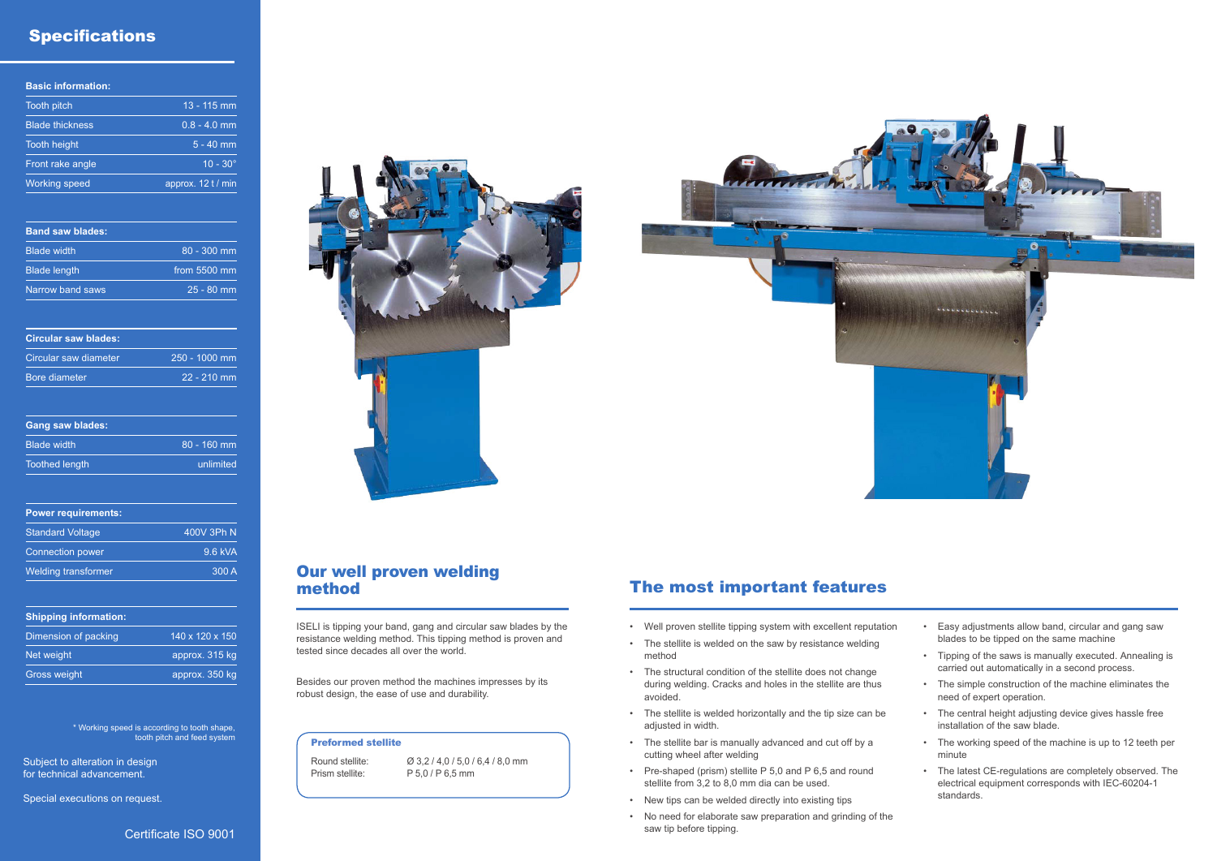# Specifications

| Basic information: | |
|---|---|
| Tooth pitch | 13 - 115 mm |
| Blade thickness | 0.8 - 4.0 mm |
| Tooth height | 5 - 40 mm |
| Front rake angle | 10 - 30° |
| Working speed | approx. 12 t / min |

| Band saw blades: | |
|---|---|
| Blade width | 80 - 300 mm |
| Blade length | from 5500 mm |
| Narrow band saws | 25 - 80 mm |

| Circular saw blades: | |
|---|---|
| Circular saw diameter | 250 - 1000 mm |
| Bore diameter | 22 - 210 mm |

| Gang saw blades: | |
|---|---|
| Blade width | 80 - 160 mm |
| Toothed length | unlimited |

| Power requirements: | |
|---|---|
| Standard Voltage | 400V 3Ph N |
| Connection power | 9.6 kVA |
| Welding transformer | 300 A |

| Shipping information: | |
|---|---|
| Dimension of packing | 140 x 120 x 150 |
| Net weight | approx. 315 kg |
| Gross weight | approx. 350 kg |

* Working speed is according to tooth shape, tooth pitch and feed system

Subject to alteration in design for technical advancement.

Special executions on request.

Certificate ISO 9001

## Our well proven welding method

ISELI is tipping your band, gang and circular saw blades by the resistance welding method. This tipping method is proven and tested since decades all over the world.

Besides our proven method the machines impresses by its robust design, the ease of use and durability.

**Preformed stellite**

| | |
|---|---|
| Round stellite: | Ø 3,2 / 4,0 / 5,0 / 6,4 / 8,0 mm |
| Prism stellite: | P 5,0 / P 6,5 mm |

## The most important features

- Well proven stellite tipping system with excellent reputation
- The stellite is welded on the saw by resistance welding method
- The structural condition of the stellite does not change during welding. Cracks and holes in the stellite are thus avoided.
- The stellite is welded horizontally and the tip size can be adjusted in width.
- The stellite bar is manually advanced and cut off by a cutting wheel after welding
- Pre-shaped (prism) stellite P 5,0 and P 6,5 and round stellite from 3,2 to 8,0 mm dia can be used.
- New tips can be welded directly into existing tips
- No need for elaborate saw preparation and grinding of the saw tip before tipping.
- Easy adjustments allow band, circular and gang saw blades to be tipped on the same machine
- Tipping of the saws is manually executed. Annealing is carried out automatically in a second process.
- The simple construction of the machine eliminates the need of expert operation.
- The central height adjusting device gives hassle free installation of the saw blade.
- The working speed of the machine is up to 12 teeth per minute
- The latest CE-regulations are completely observed. The electrical equipment corresponds with IEC-60204-1 standards.